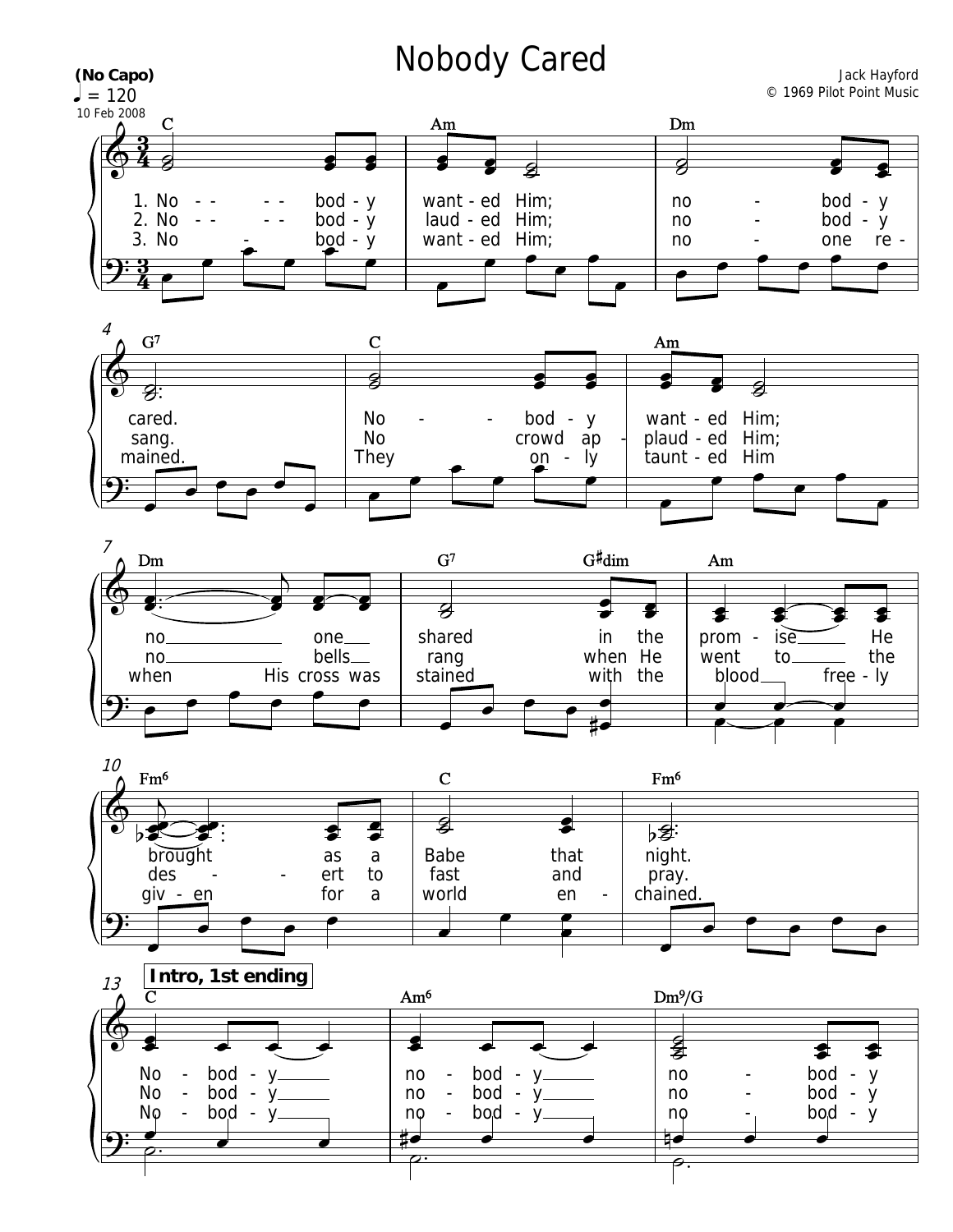# Nobody Cared

**(No Capo)**
♩ = 120
10 Feb 2008

Jack Hayford
© 1969 Pilot Point Music

C Am Dm G7 C Am

1. No - - - - bod - y want - ed Him; no - bod - y cared. No - - bod - y want - ed Him;
2. No - - - - bod - y laud - ed Him; no - bod - y sang. No crowd ap - plaud - ed Him;
3. No - bod - y want - ed Him; no - one re - mained. They on - ly taunt - ed Him

Dm G7 G♯dim Am

no one shared in the prom - ise He
no bells rang when He went to the
when His cross was stained with the blood free - ly

Fm6 C Fm6

brought as a Babe that night.
des - ert to fast and pray.
giv - en for a world en - chained.

**Intro, 1st ending**

C Am6 Dm9/G

No - bod - y no - bod - y no - bod - y
No - bod - y no - bod - y no - bod - y
No - bod - y no - bod - y no - bod - y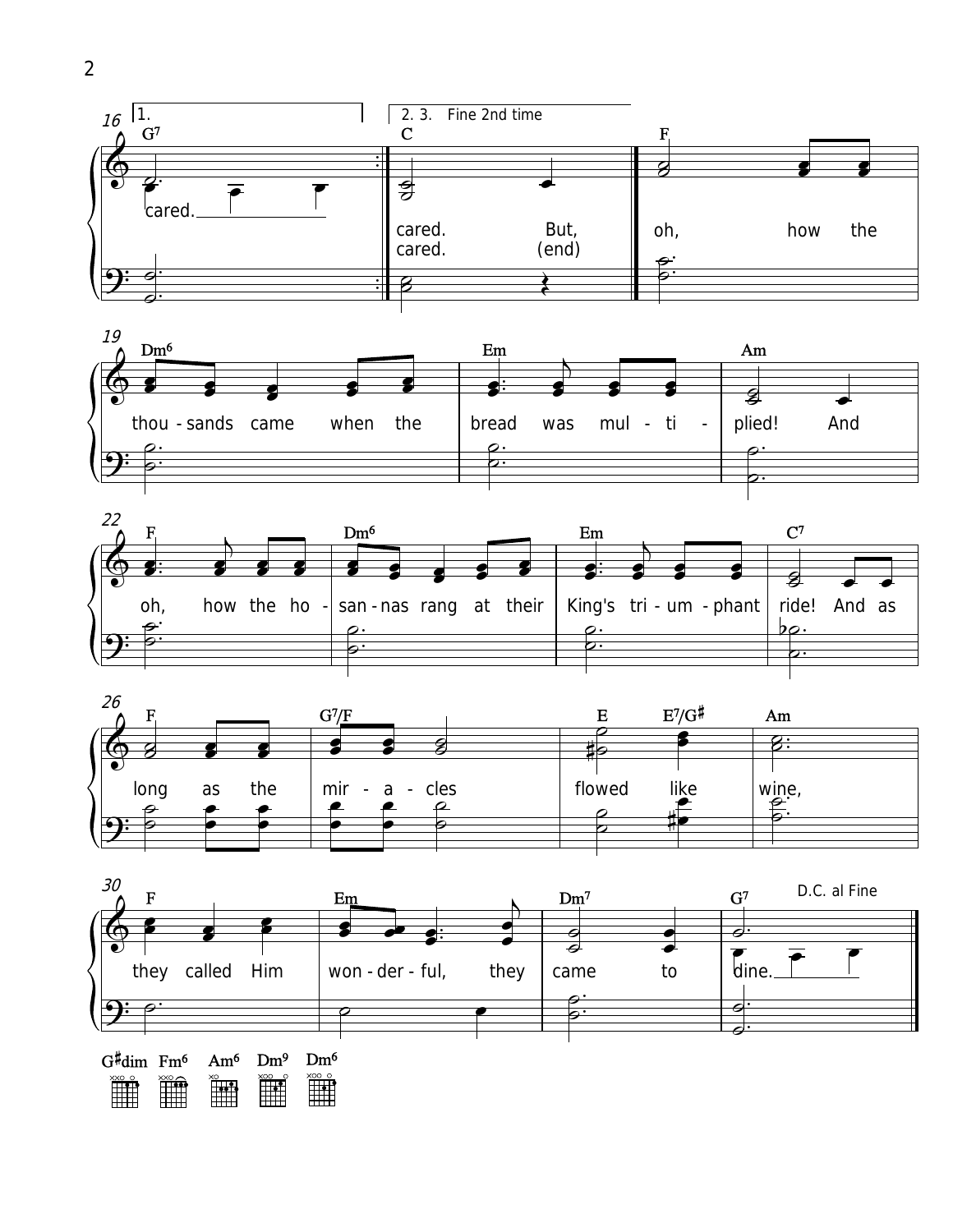1.

2. 3. Fine 2nd time

G7 C F

cared.

cared. But, oh, how the
cared. (end)

Dm6 Em Am

thou - sands came when the bread was mul - ti - plied! And

F Dm6 Em C7

oh, how the ho - san - nas rang at their King's tri - um - phant ride! And as

F G7/F E E7/G♯ Am

long as the mir - a - cles flowed like wine,

F Em Dm7 G7

D.C. al Fine

they called Him won - der - ful, they came to dine.

G♯dim Fm6 Am6 Dm9 Dm6